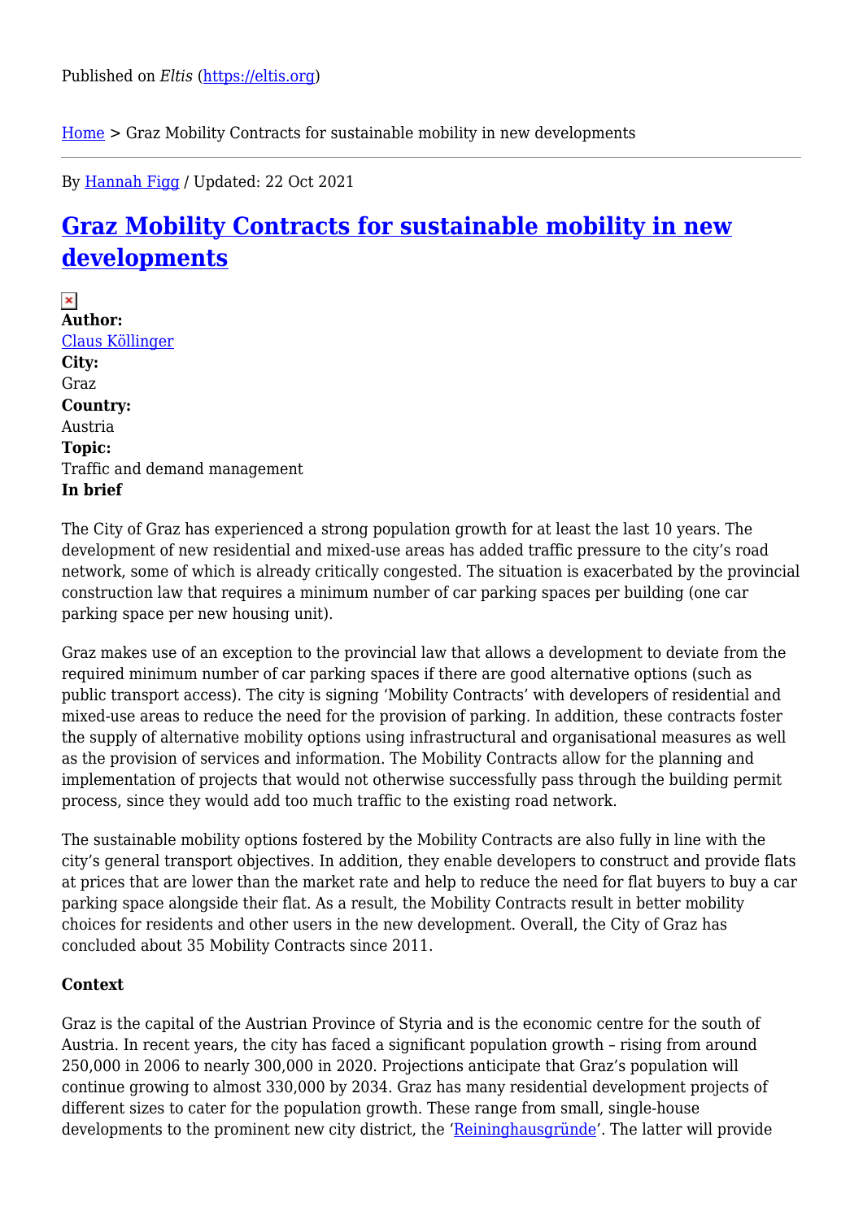Published on *Eltis* (https://eltis.org)

Home > Graz Mobility Contracts for sustainable mobility in new developments

By Hannah Figg / Updated: 22 Oct 2021

# Graz Mobility Contracts for sustainable mobility in new developments

**Author:**
Claus Köllinger
**City:**
Graz
**Country:**
Austria
**Topic:**
Traffic and demand management
**In brief**

The City of Graz has experienced a strong population growth for at least the last 10 years. The development of new residential and mixed-use areas has added traffic pressure to the city's road network, some of which is already critically congested. The situation is exacerbated by the provincial construction law that requires a minimum number of car parking spaces per building (one car parking space per new housing unit).

Graz makes use of an exception to the provincial law that allows a development to deviate from the required minimum number of car parking spaces if there are good alternative options (such as public transport access). The city is signing 'Mobility Contracts' with developers of residential and mixed-use areas to reduce the need for the provision of parking. In addition, these contracts foster the supply of alternative mobility options using infrastructural and organisational measures as well as the provision of services and information. The Mobility Contracts allow for the planning and implementation of projects that would not otherwise successfully pass through the building permit process, since they would add too much traffic to the existing road network.

The sustainable mobility options fostered by the Mobility Contracts are also fully in line with the city's general transport objectives. In addition, they enable developers to construct and provide flats at prices that are lower than the market rate and help to reduce the need for flat buyers to buy a car parking space alongside their flat. As a result, the Mobility Contracts result in better mobility choices for residents and other users in the new development. Overall, the City of Graz has concluded about 35 Mobility Contracts since 2011.

**Context**

Graz is the capital of the Austrian Province of Styria and is the economic centre for the south of Austria. In recent years, the city has faced a significant population growth – rising from around 250,000 in 2006 to nearly 300,000 in 2020. Projections anticipate that Graz's population will continue growing to almost 330,000 by 2034. Graz has many residential development projects of different sizes to cater for the population growth. These range from small, single-house developments to the prominent new city district, the 'Reininghausgründe'. The latter will provide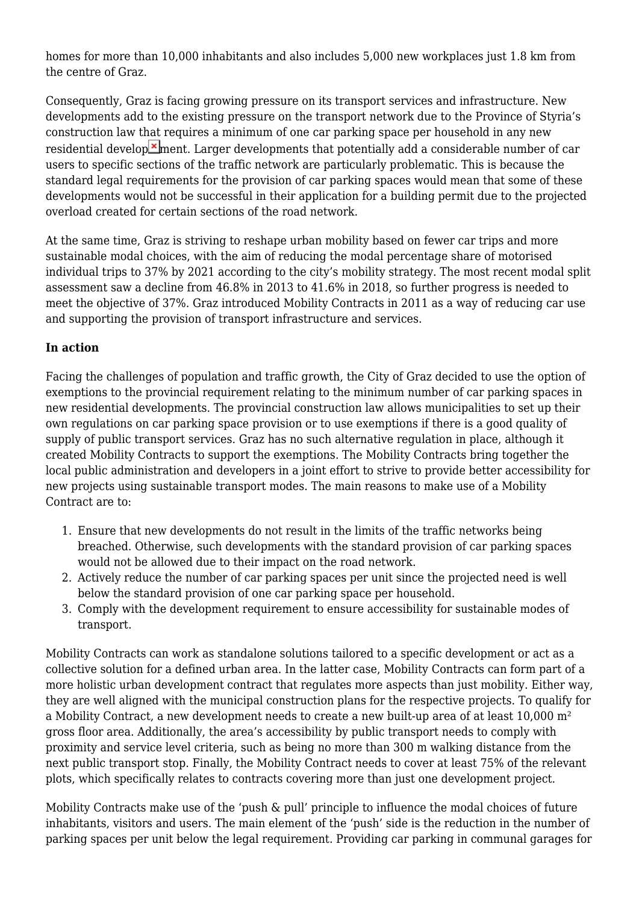homes for more than 10,000 inhabitants and also includes 5,000 new workplaces just 1.8 km from the centre of Graz.

Consequently, Graz is facing growing pressure on its transport services and infrastructure. New developments add to the existing pressure on the transport network due to the Province of Styria's construction law that requires a minimum of one car parking space per household in any new residential development. Larger developments that potentially add a considerable number of car users to specific sections of the traffic network are particularly problematic. This is because the standard legal requirements for the provision of car parking spaces would mean that some of these developments would not be successful in their application for a building permit due to the projected overload created for certain sections of the road network.

At the same time, Graz is striving to reshape urban mobility based on fewer car trips and more sustainable modal choices, with the aim of reducing the modal percentage share of motorised individual trips to 37% by 2021 according to the city's mobility strategy. The most recent modal split assessment saw a decline from 46.8% in 2013 to 41.6% in 2018, so further progress is needed to meet the objective of 37%. Graz introduced Mobility Contracts in 2011 as a way of reducing car use and supporting the provision of transport infrastructure and services.

**In action**

Facing the challenges of population and traffic growth, the City of Graz decided to use the option of exemptions to the provincial requirement relating to the minimum number of car parking spaces in new residential developments. The provincial construction law allows municipalities to set up their own regulations on car parking space provision or to use exemptions if there is a good quality of supply of public transport services. Graz has no such alternative regulation in place, although it created Mobility Contracts to support the exemptions. The Mobility Contracts bring together the local public administration and developers in a joint effort to strive to provide better accessibility for new projects using sustainable transport modes. The main reasons to make use of a Mobility Contract are to:

1. Ensure that new developments do not result in the limits of the traffic networks being breached. Otherwise, such developments with the standard provision of car parking spaces would not be allowed due to their impact on the road network.
2. Actively reduce the number of car parking spaces per unit since the projected need is well below the standard provision of one car parking space per household.
3. Comply with the development requirement to ensure accessibility for sustainable modes of transport.

Mobility Contracts can work as standalone solutions tailored to a specific development or act as a collective solution for a defined urban area. In the latter case, Mobility Contracts can form part of a more holistic urban development contract that regulates more aspects than just mobility. Either way, they are well aligned with the municipal construction plans for the respective projects. To qualify for a Mobility Contract, a new development needs to create a new built-up area of at least 10,000 m² gross floor area. Additionally, the area's accessibility by public transport needs to comply with proximity and service level criteria, such as being no more than 300 m walking distance from the next public transport stop. Finally, the Mobility Contract needs to cover at least 75% of the relevant plots, which specifically relates to contracts covering more than just one development project.

Mobility Contracts make use of the 'push & pull' principle to influence the modal choices of future inhabitants, visitors and users. The main element of the 'push' side is the reduction in the number of parking spaces per unit below the legal requirement. Providing car parking in communal garages for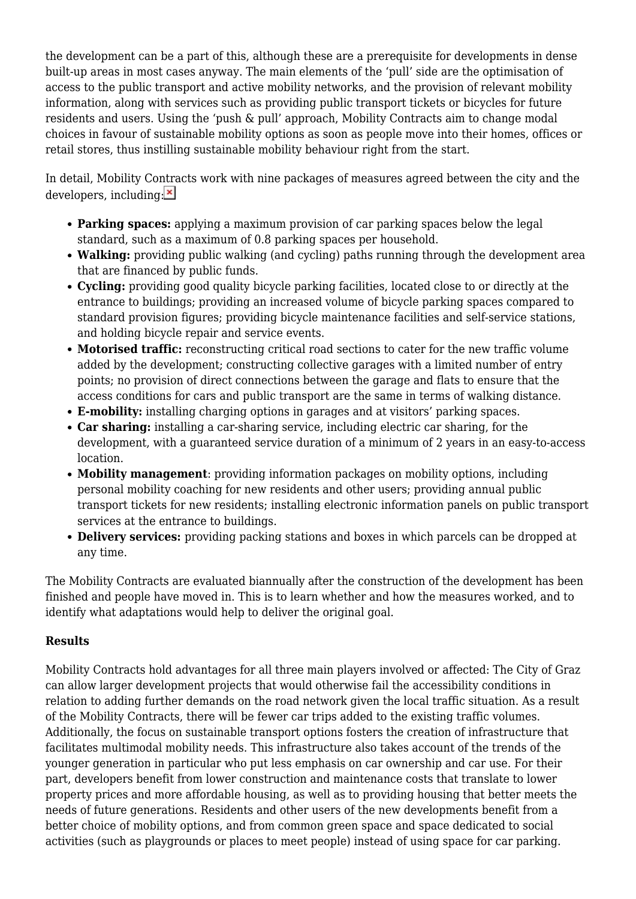the development can be a part of this, although these are a prerequisite for developments in dense built-up areas in most cases anyway. The main elements of the 'pull' side are the optimisation of access to the public transport and active mobility networks, and the provision of relevant mobility information, along with services such as providing public transport tickets or bicycles for future residents and users. Using the 'push & pull' approach, Mobility Contracts aim to change modal choices in favour of sustainable mobility options as soon as people move into their homes, offices or retail stores, thus instilling sustainable mobility behaviour right from the start.

In detail, Mobility Contracts work with nine packages of measures agreed between the city and the developers, including:

- **Parking spaces:** applying a maximum provision of car parking spaces below the legal standard, such as a maximum of 0.8 parking spaces per household.
- **Walking:** providing public walking (and cycling) paths running through the development area that are financed by public funds.
- **Cycling:** providing good quality bicycle parking facilities, located close to or directly at the entrance to buildings; providing an increased volume of bicycle parking spaces compared to standard provision figures; providing bicycle maintenance facilities and self-service stations, and holding bicycle repair and service events.
- **Motorised traffic:** reconstructing critical road sections to cater for the new traffic volume added by the development; constructing collective garages with a limited number of entry points; no provision of direct connections between the garage and flats to ensure that the access conditions for cars and public transport are the same in terms of walking distance.
- **E-mobility:** installing charging options in garages and at visitors' parking spaces.
- **Car sharing:** installing a car-sharing service, including electric car sharing, for the development, with a guaranteed service duration of a minimum of 2 years in an easy-to-access location.
- **Mobility management**: providing information packages on mobility options, including personal mobility coaching for new residents and other users; providing annual public transport tickets for new residents; installing electronic information panels on public transport services at the entrance to buildings.
- **Delivery services:** providing packing stations and boxes in which parcels can be dropped at any time.

The Mobility Contracts are evaluated biannually after the construction of the development has been finished and people have moved in. This is to learn whether and how the measures worked, and to identify what adaptations would help to deliver the original goal.

**Results**

Mobility Contracts hold advantages for all three main players involved or affected: The City of Graz can allow larger development projects that would otherwise fail the accessibility conditions in relation to adding further demands on the road network given the local traffic situation. As a result of the Mobility Contracts, there will be fewer car trips added to the existing traffic volumes. Additionally, the focus on sustainable transport options fosters the creation of infrastructure that facilitates multimodal mobility needs. This infrastructure also takes account of the trends of the younger generation in particular who put less emphasis on car ownership and car use. For their part, developers benefit from lower construction and maintenance costs that translate to lower property prices and more affordable housing, as well as to providing housing that better meets the needs of future generations. Residents and other users of the new developments benefit from a better choice of mobility options, and from common green space and space dedicated to social activities (such as playgrounds or places to meet people) instead of using space for car parking.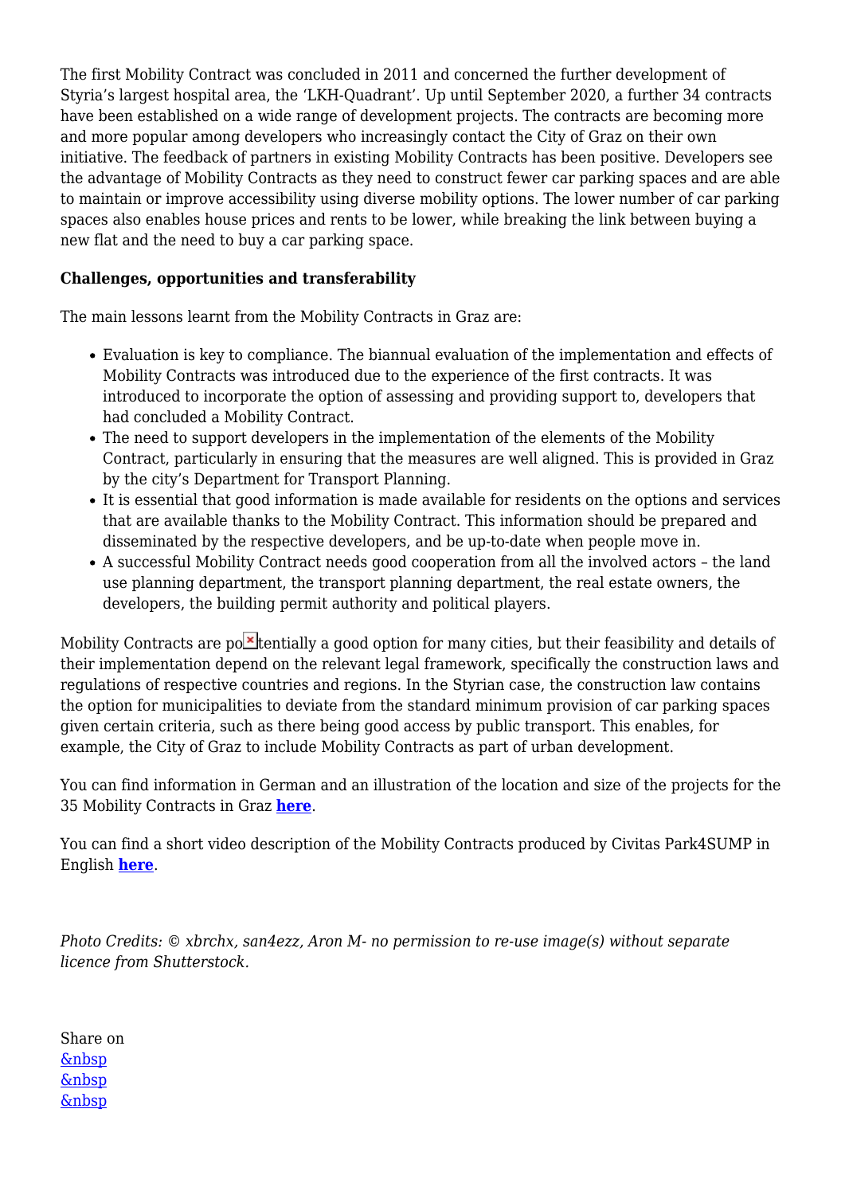The first Mobility Contract was concluded in 2011 and concerned the further development of Styria's largest hospital area, the 'LKH-Quadrant'. Up until September 2020, a further 34 contracts have been established on a wide range of development projects. The contracts are becoming more and more popular among developers who increasingly contact the City of Graz on their own initiative. The feedback of partners in existing Mobility Contracts has been positive. Developers see the advantage of Mobility Contracts as they need to construct fewer car parking spaces and are able to maintain or improve accessibility using diverse mobility options. The lower number of car parking spaces also enables house prices and rents to be lower, while breaking the link between buying a new flat and the need to buy a car parking space.

**Challenges, opportunities and transferability**

The main lessons learnt from the Mobility Contracts in Graz are:

- Evaluation is key to compliance. The biannual evaluation of the implementation and effects of Mobility Contracts was introduced due to the experience of the first contracts. It was introduced to incorporate the option of assessing and providing support to, developers that had concluded a Mobility Contract.
- The need to support developers in the implementation of the elements of the Mobility Contract, particularly in ensuring that the measures are well aligned. This is provided in Graz by the city's Department for Transport Planning.
- It is essential that good information is made available for residents on the options and services that are available thanks to the Mobility Contract. This information should be prepared and disseminated by the respective developers, and be up-to-date when people move in.
- A successful Mobility Contract needs good cooperation from all the involved actors – the land use planning department, the transport planning department, the real estate owners, the developers, the building permit authority and political players.

Mobility Contracts are potentially a good option for many cities, but their feasibility and details of their implementation depend on the relevant legal framework, specifically the construction laws and regulations of respective countries and regions. In the Styrian case, the construction law contains the option for municipalities to deviate from the standard minimum provision of car parking spaces given certain criteria, such as there being good access by public transport. This enables, for example, the City of Graz to include Mobility Contracts as part of urban development.

You can find information in German and an illustration of the location and size of the projects for the 35 Mobility Contracts in Graz **here**.

You can find a short video description of the Mobility Contracts produced by Civitas Park4SUMP in English **here**.

*Photo Credits: © xbrchx, san4ezz, Aron M- no permission to re-use image(s) without separate licence from Shutterstock.*

Share on
&nbsp
&nbsp
&nbsp